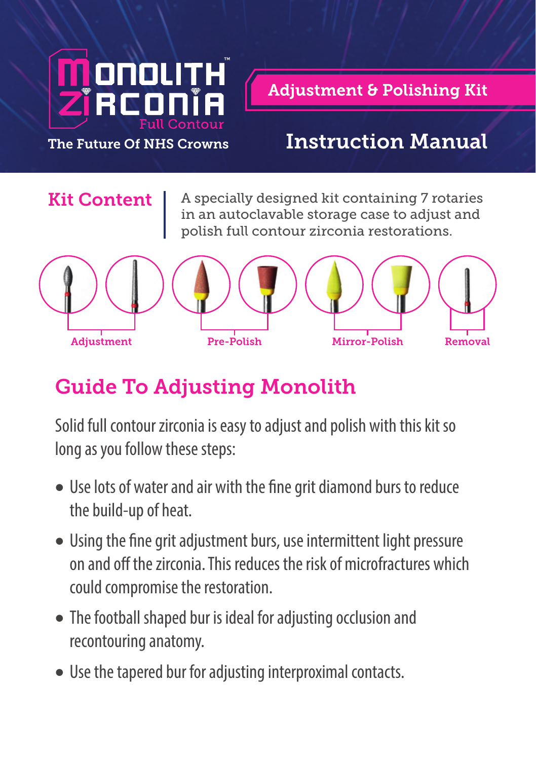# Monolith Zirconia Full Contour™

The Future Of NHS Crowns

## Adjustment & Polishing Kit

# Instruction Manual

## Kit Content

A specially designed kit containing 7 rotaries in an autoclavable storage case to adjust and polish full contour zirconia restorations.

Adjustment | Pre-Polish | Mirror-Polish | Removal

## Guide To Adjusting Monolith

Solid full contour zirconia is easy to adjust and polish with this kit so long as you follow these steps:

- Use lots of water and air with the fine grit diamond burs to reduce the build-up of heat.
- Using the fine grit adjustment burs, use intermittent light pressure on and off the zirconia. This reduces the risk of microfractures which could compromise the restoration.
- The football shaped bur is ideal for adjusting occlusion and recontouring anatomy.
- Use the tapered bur for adjusting interproximal contacts.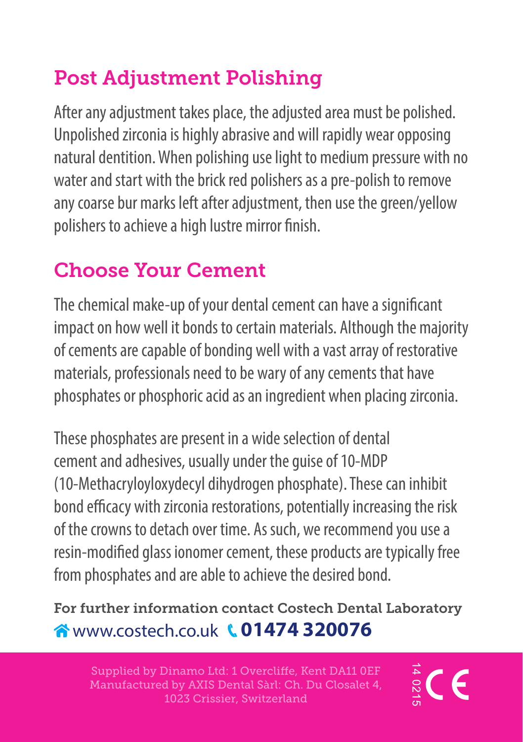## Post Adjustment Polishing

After any adjustment takes place, the adjusted area must be polished. Unpolished zirconia is highly abrasive and will rapidly wear opposing natural dentition. When polishing use light to medium pressure with no water and start with the brick red polishers as a pre-polish to remove any coarse bur marks left after adjustment, then use the green/yellow polishers to achieve a high lustre mirror finish.

## Choose Your Cement

The chemical make-up of your dental cement can have a significant impact on how well it bonds to certain materials. Although the majority of cements are capable of bonding well with a vast array of restorative materials, professionals need to be wary of any cements that have phosphates or phosphoric acid as an ingredient when placing zirconia.

These phosphates are present in a wide selection of dental cement and adhesives, usually under the guise of 10-MDP (10-Methacryloyloxydecyl dihydrogen phosphate). These can inhibit bond efficacy with zirconia restorations, potentially increasing the risk of the crowns to detach over time. As such, we recommend you use a resin-modified glass ionomer cement, these products are typically free from phosphates and are able to achieve the desired bond.

For further information contact Costech Dental Laboratory

www.costech.co.uk **01474 320076**

Supplied by Dinamo Ltd: 1 Overcliffe, Kent DA11 0EF
Manufactured by AXIS Dental Sàrl: Ch. Du Closalet 4, 1023 Crissier, Switzerland

14 0215 CE